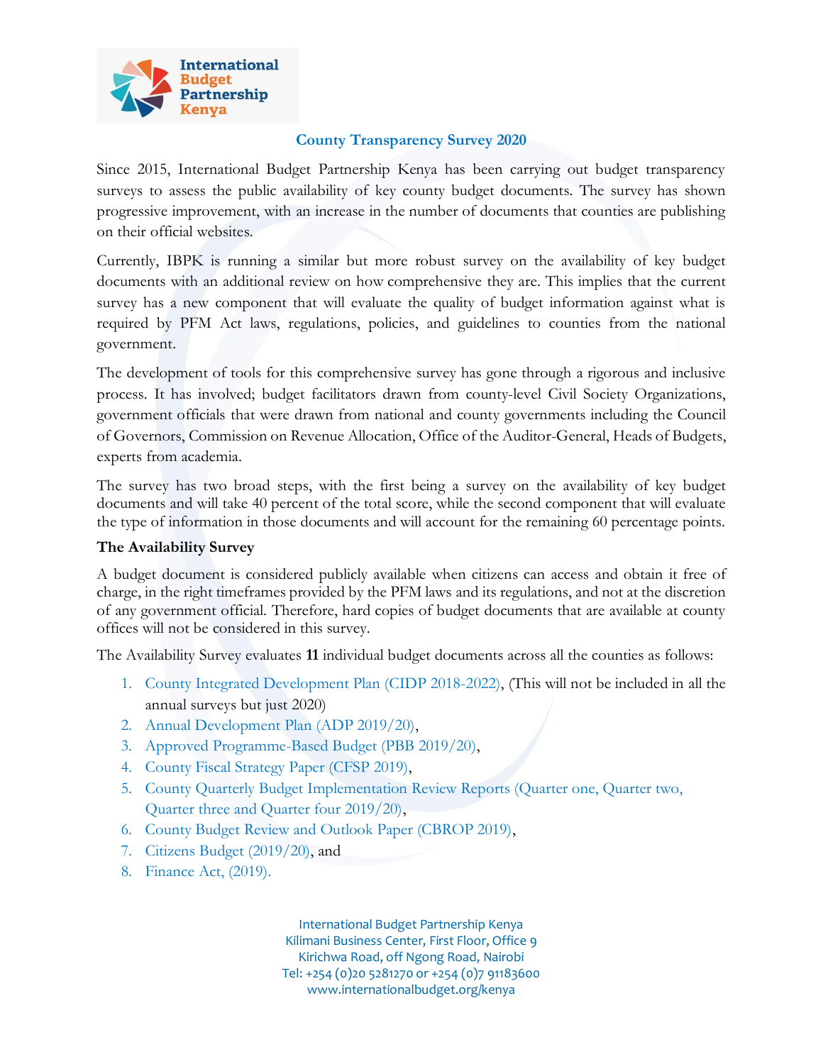## County Transparency Survey 2020

Since 2015, International Budget Partnership Kenya has been carrying out budget transparency surveys to assess the public availability of key county budget documents. The survey has shown progressive improvement, with an increase in the number of documents that counties are publishing on their official websites.

Currently, IBPK is running a similar but more robust survey on the availability of key budget documents with an additional review on how comprehensive they are. This implies that the current survey has a new component that will evaluate the quality of budget information against what is required by PFM Act laws, regulations, policies, and guidelines to counties from the national government.

The development of tools for this comprehensive survey has gone through a rigorous and inclusive process. It has involved; budget facilitators drawn from county-level Civil Society Organizations, government officials that were drawn from national and county governments including the Council of Governors, Commission on Revenue Allocation, Office of the Auditor-General, Heads of Budgets, experts from academia.

The survey has two broad steps, with the first being a survey on the availability of key budget documents and will take 40 percent of the total score, while the second component that will evaluate the type of information in those documents and will account for the remaining 60 percentage points.

**The Availability Survey**

A budget document is considered publicly available when citizens can access and obtain it free of charge, in the right timeframes provided by the PFM laws and its regulations, and not at the discretion of any government official. Therefore, hard copies of budget documents that are available at county offices will not be considered in this survey.

The Availability Survey evaluates **11** individual budget documents across all the counties as follows:

1. County Integrated Development Plan (CIDP 2018-2022), (This will not be included in all the annual surveys but just 2020)
2. Annual Development Plan (ADP 2019/20),
3. Approved Programme-Based Budget (PBB 2019/20),
4. County Fiscal Strategy Paper (CFSP 2019),
5. County Quarterly Budget Implementation Review Reports (Quarter one, Quarter two, Quarter three and Quarter four 2019/20),
6. County Budget Review and Outlook Paper (CBROP 2019),
7. Citizens Budget (2019/20), and
8. Finance Act, (2019).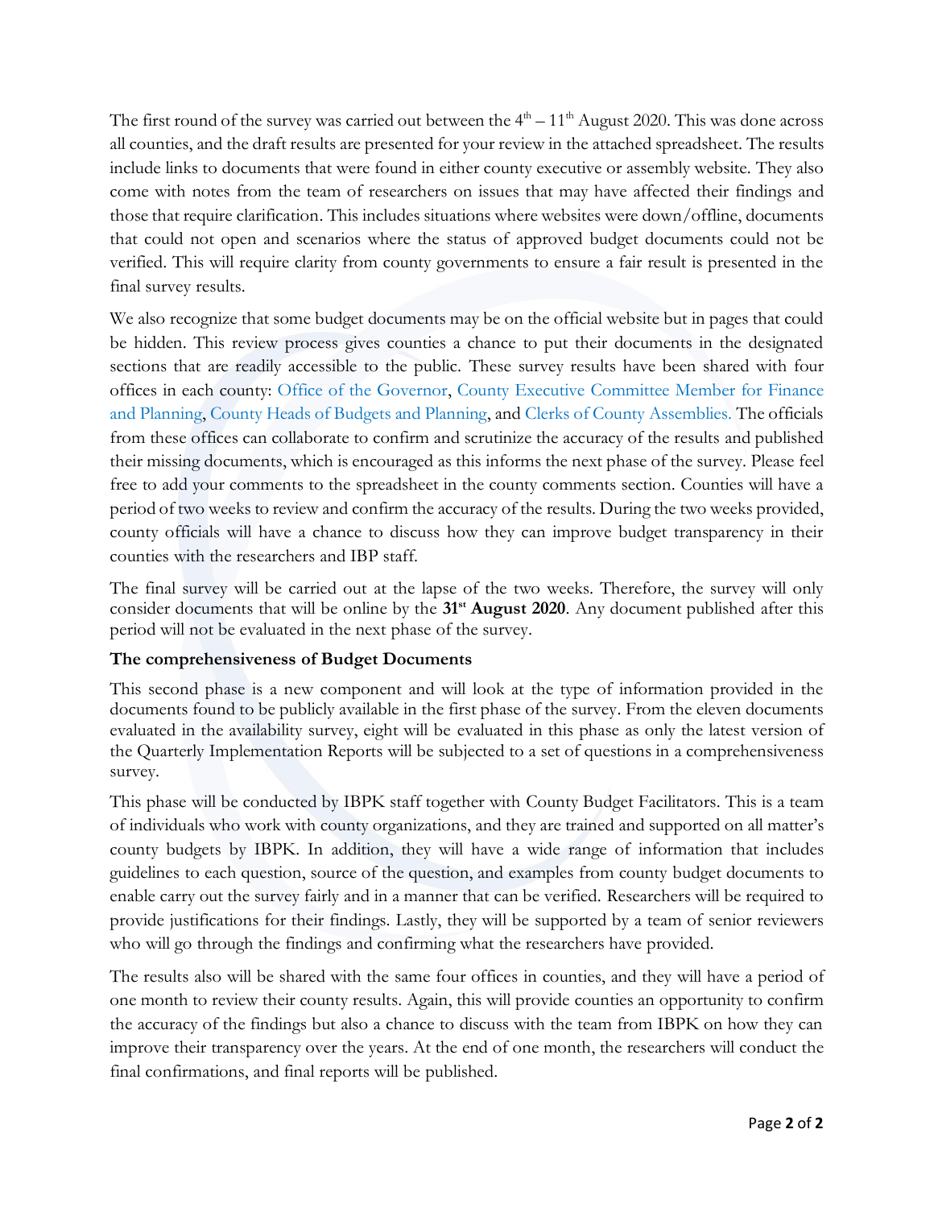The first round of the survey was carried out between the 4th – 11th August 2020. This was done across all counties, and the draft results are presented for your review in the attached spreadsheet. The results include links to documents that were found in either county executive or assembly website. They also come with notes from the team of researchers on issues that may have affected their findings and those that require clarification. This includes situations where websites were down/offline, documents that could not open and scenarios where the status of approved budget documents could not be verified. This will require clarity from county governments to ensure a fair result is presented in the final survey results.

We also recognize that some budget documents may be on the official website but in pages that could be hidden. This review process gives counties a chance to put their documents in the designated sections that are readily accessible to the public. These survey results have been shared with four offices in each county: Office of the Governor, County Executive Committee Member for Finance and Planning, County Heads of Budgets and Planning, and Clerks of County Assemblies. The officials from these offices can collaborate to confirm and scrutinize the accuracy of the results and published their missing documents, which is encouraged as this informs the next phase of the survey. Please feel free to add your comments to the spreadsheet in the county comments section. Counties will have a period of two weeks to review and confirm the accuracy of the results. During the two weeks provided, county officials will have a chance to discuss how they can improve budget transparency in their counties with the researchers and IBP staff.

The final survey will be carried out at the lapse of the two weeks. Therefore, the survey will only consider documents that will be online by the **31st August 2020**. Any document published after this period will not be evaluated in the next phase of the survey.

**The comprehensiveness of Budget Documents**

This second phase is a new component and will look at the type of information provided in the documents found to be publicly available in the first phase of the survey. From the eleven documents evaluated in the availability survey, eight will be evaluated in this phase as only the latest version of the Quarterly Implementation Reports will be subjected to a set of questions in a comprehensiveness survey.

This phase will be conducted by IBPK staff together with County Budget Facilitators. This is a team of individuals who work with county organizations, and they are trained and supported on all matter's county budgets by IBPK. In addition, they will have a wide range of information that includes guidelines to each question, source of the question, and examples from county budget documents to enable carry out the survey fairly and in a manner that can be verified. Researchers will be required to provide justifications for their findings. Lastly, they will be supported by a team of senior reviewers who will go through the findings and confirming what the researchers have provided.

The results also will be shared with the same four offices in counties, and they will have a period of one month to review their county results. Again, this will provide counties an opportunity to confirm the accuracy of the findings but also a chance to discuss with the team from IBPK on how they can improve their transparency over the years. At the end of one month, the researchers will conduct the final confirmations, and final reports will be published.